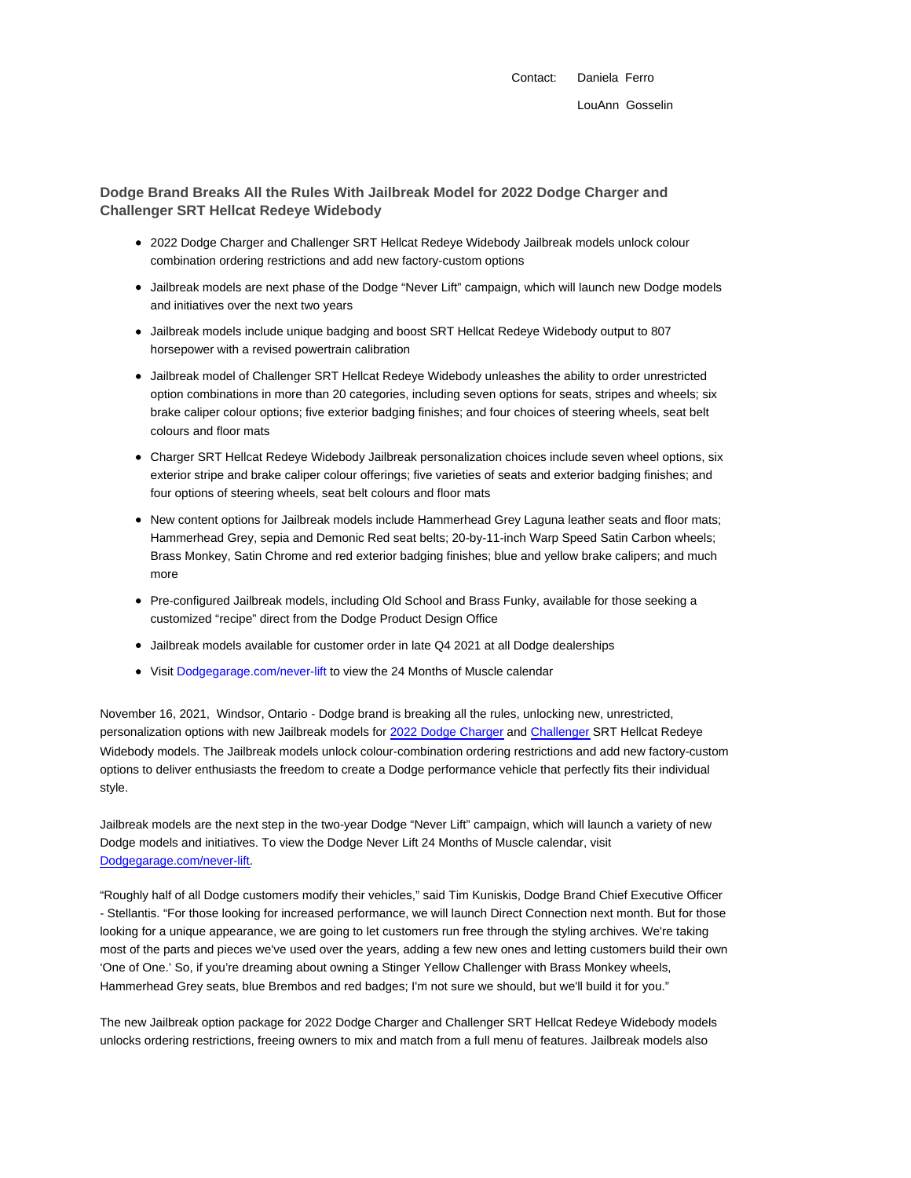Contact: Daniela Ferro

LouAnn Gosselin

## Dodge Brand Breaks All the Rules With Jailbreak Model for 2022 Dodge Charger and Challenger SRT Hellcat Redeye Widebody

- 2022 Dodge Charger and Challenger SRT Hellcat Redeye Widebody Jailbreak models unlock colour combination ordering restrictions and add new factory-custom options
- Jailbreak models are next phase of the Dodge "Never Lift" campaign, which will launch new Dodge models and initiatives over the next two years
- Jailbreak models include unique badging and boost SRT Hellcat Redeye Widebody output to 807 horsepower with a revised powertrain calibration
- Jailbreak model of Challenger SRT Hellcat Redeye Widebody unleashes the ability to order unrestricted option combinations in more than 20 categories, including seven options for seats, stripes and wheels; six brake caliper colour options; five exterior badging finishes; and four choices of steering wheels, seat belt colours and floor mats
- Charger SRT Hellcat Redeye Widebody Jailbreak personalization choices include seven wheel options, six exterior stripe and brake caliper colour offerings; five varieties of seats and exterior badging finishes; and four options of steering wheels, seat belt colours and floor mats
- New content options for Jailbreak models include Hammerhead Grey Laguna leather seats and floor mats; Hammerhead Grey, sepia and Demonic Red seat belts; 20-by-11-inch Warp Speed Satin Carbon wheels; Brass Monkey, Satin Chrome and red exterior badging finishes; blue and yellow brake calipers; and much more
- Pre-configured Jailbreak models, including Old School and Brass Funky, available for those seeking a customized "recipe" direct from the Dodge Product Design Office
- Jailbreak models available for customer order in late Q4 2021 at all Dodge dealerships
- Visit Dodgegarage.com/never-lift to view the 24 Months of Muscle calendar

November 16, 2021, Windsor, Ontario - Dodge brand is breaking all the rules, unlocking new, unrestricted, personalization options with new Jailbreak models for 2022 Dodge Charger and Challenger SRT Hellcat Redeye Widebody models. The Jailbreak models unlock colour-combination ordering restrictions and add new factory-custom options to deliver enthusiasts the freedom to create a Dodge performance vehicle that perfectly fits their individual style.

Jailbreak models are the next step in the two-year Dodge "Never Lift" campaign, which will launch a variety of new Dodge models and initiatives. To view the Dodge Never Lift 24 Months of Muscle calendar, visit Dodgegarage.com/never-lift.

"Roughly half of all Dodge customers modify their vehicles," said Tim Kuniskis, Dodge Brand Chief Executive Officer - Stellantis. "For those looking for increased performance, we will launch Direct Connection next month. But for those looking for a unique appearance, we are going to let customers run free through the styling archives. We're taking most of the parts and pieces we've used over the years, adding a few new ones and letting customers build their own 'One of One.' So, if you're dreaming about owning a Stinger Yellow Challenger with Brass Monkey wheels, Hammerhead Grey seats, blue Brembos and red badges; I'm not sure we should, but we'll build it for you."

The new Jailbreak option package for 2022 Dodge Charger and Challenger SRT Hellcat Redeye Widebody models unlocks ordering restrictions, freeing owners to mix and match from a full menu of features. Jailbreak models also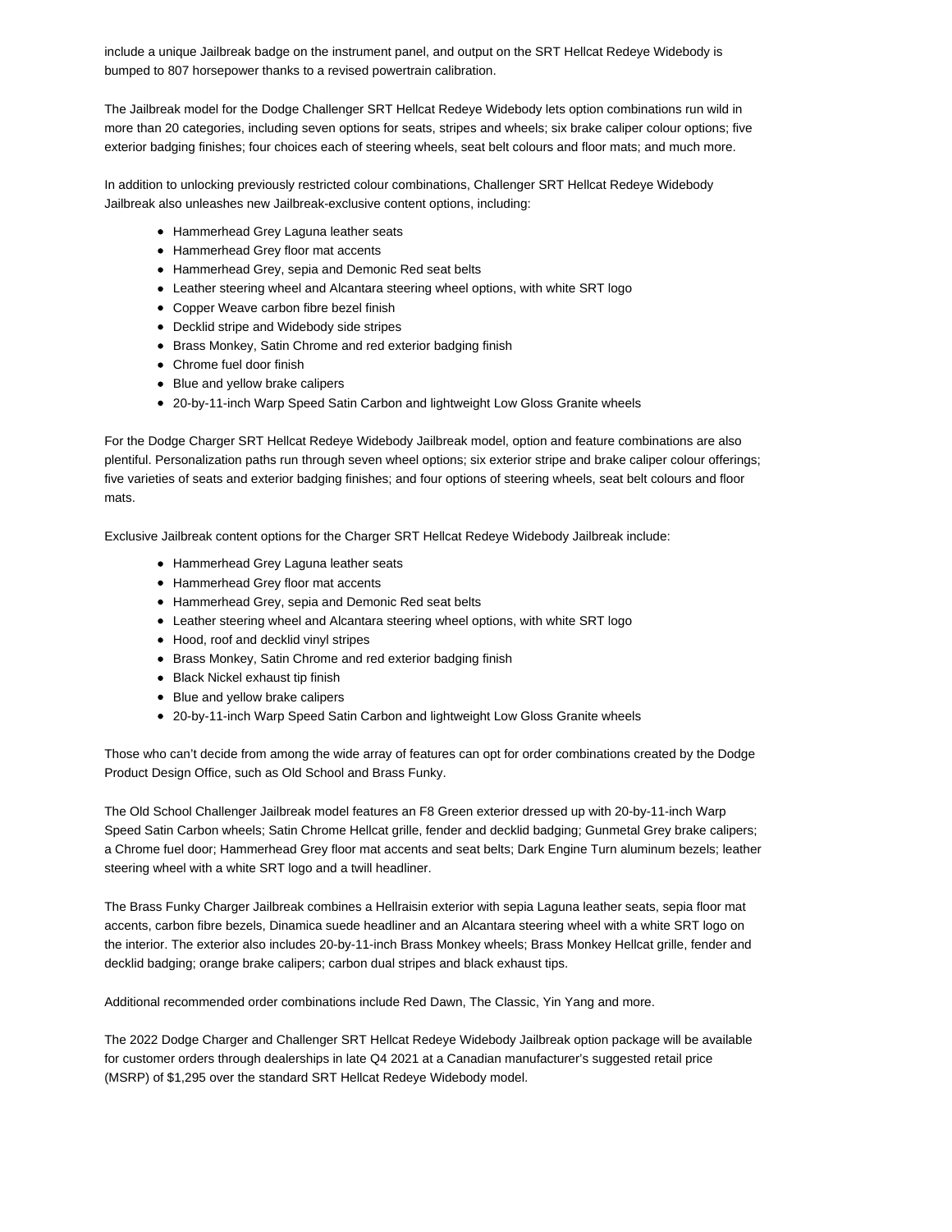include a unique Jailbreak badge on the instrument panel, and output on the SRT Hellcat Redeye Widebody is bumped to 807 horsepower thanks to a revised powertrain calibration.

The Jailbreak model for the Dodge Challenger SRT Hellcat Redeye Widebody lets option combinations run wild in more than 20 categories, including seven options for seats, stripes and wheels; six brake caliper colour options; five exterior badging finishes; four choices each of steering wheels, seat belt colours and floor mats; and much more.

In addition to unlocking previously restricted colour combinations, Challenger SRT Hellcat Redeye Widebody Jailbreak also unleashes new Jailbreak-exclusive content options, including:

- Hammerhead Grey Laguna leather seats
- Hammerhead Grey floor mat accents
- Hammerhead Grey, sepia and Demonic Red seat belts
- Leather steering wheel and Alcantara steering wheel options, with white SRT logo
- Copper Weave carbon fibre bezel finish
- Decklid stripe and Widebody side stripes
- Brass Monkey, Satin Chrome and red exterior badging finish
- Chrome fuel door finish
- Blue and yellow brake calipers
- 20-by-11-inch Warp Speed Satin Carbon and lightweight Low Gloss Granite wheels

For the Dodge Charger SRT Hellcat Redeye Widebody Jailbreak model, option and feature combinations are also plentiful. Personalization paths run through seven wheel options; six exterior stripe and brake caliper colour offerings; five varieties of seats and exterior badging finishes; and four options of steering wheels, seat belt colours and floor mats.

Exclusive Jailbreak content options for the Charger SRT Hellcat Redeye Widebody Jailbreak include:

- Hammerhead Grey Laguna leather seats
- Hammerhead Grey floor mat accents
- Hammerhead Grey, sepia and Demonic Red seat belts
- Leather steering wheel and Alcantara steering wheel options, with white SRT logo
- Hood, roof and decklid vinyl stripes
- Brass Monkey, Satin Chrome and red exterior badging finish
- Black Nickel exhaust tip finish
- Blue and yellow brake calipers
- 20-by-11-inch Warp Speed Satin Carbon and lightweight Low Gloss Granite wheels

Those who can't decide from among the wide array of features can opt for order combinations created by the Dodge Product Design Office, such as Old School and Brass Funky.

The Old School Challenger Jailbreak model features an F8 Green exterior dressed up with 20-by-11-inch Warp Speed Satin Carbon wheels; Satin Chrome Hellcat grille, fender and decklid badging; Gunmetal Grey brake calipers; a Chrome fuel door; Hammerhead Grey floor mat accents and seat belts; Dark Engine Turn aluminum bezels; leather steering wheel with a white SRT logo and a twill headliner.

The Brass Funky Charger Jailbreak combines a Hellraisin exterior with sepia Laguna leather seats, sepia floor mat accents, carbon fibre bezels, Dinamica suede headliner and an Alcantara steering wheel with a white SRT logo on the interior. The exterior also includes 20-by-11-inch Brass Monkey wheels; Brass Monkey Hellcat grille, fender and decklid badging; orange brake calipers; carbon dual stripes and black exhaust tips.

Additional recommended order combinations include Red Dawn, The Classic, Yin Yang and more.

The 2022 Dodge Charger and Challenger SRT Hellcat Redeye Widebody Jailbreak option package will be available for customer orders through dealerships in late Q4 2021 at a Canadian manufacturer's suggested retail price (MSRP) of $1,295 over the standard SRT Hellcat Redeye Widebody model.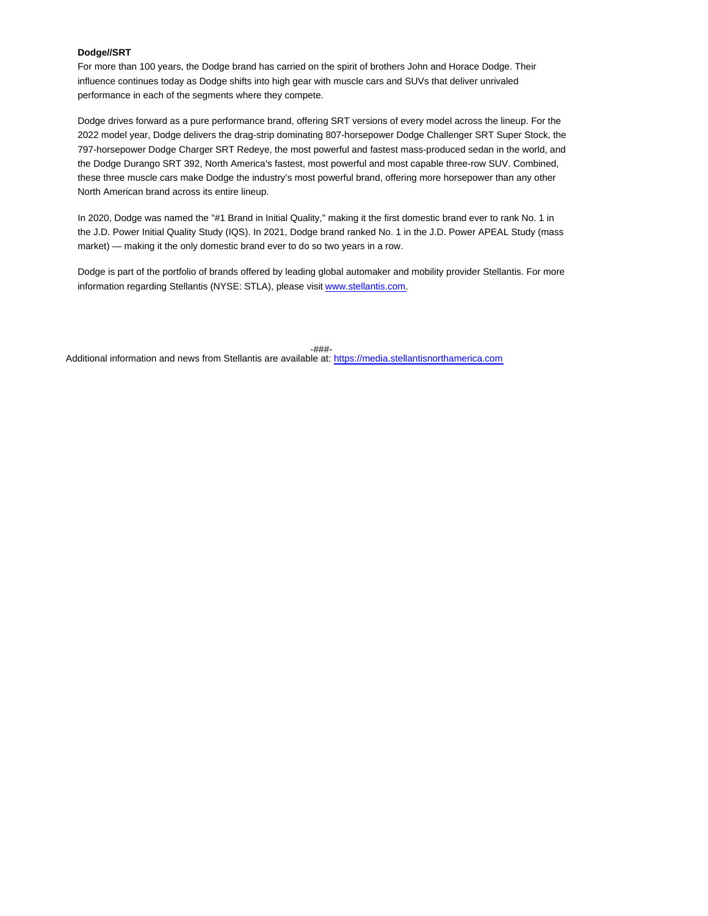**Dodge//SRT**

For more than 100 years, the Dodge brand has carried on the spirit of brothers John and Horace Dodge. Their influence continues today as Dodge shifts into high gear with muscle cars and SUVs that deliver unrivaled performance in each of the segments where they compete.

Dodge drives forward as a pure performance brand, offering SRT versions of every model across the lineup. For the 2022 model year, Dodge delivers the drag-strip dominating 807-horsepower Dodge Challenger SRT Super Stock, the 797-horsepower Dodge Charger SRT Redeye, the most powerful and fastest mass-produced sedan in the world, and the Dodge Durango SRT 392, North America's fastest, most powerful and most capable three-row SUV. Combined, these three muscle cars make Dodge the industry's most powerful brand, offering more horsepower than any other North American brand across its entire lineup.

In 2020, Dodge was named the "#1 Brand in Initial Quality," making it the first domestic brand ever to rank No. 1 in the J.D. Power Initial Quality Study (IQS). In 2021, Dodge brand ranked No. 1 in the J.D. Power APEAL Study (mass market) — making it the only domestic brand ever to do so two years in a row.

Dodge is part of the portfolio of brands offered by leading global automaker and mobility provider Stellantis. For more information regarding Stellantis (NYSE: STLA), please visit www.stellantis.com.

-###-

Additional information and news from Stellantis are available at: https://media.stellantisnorthamerica.com